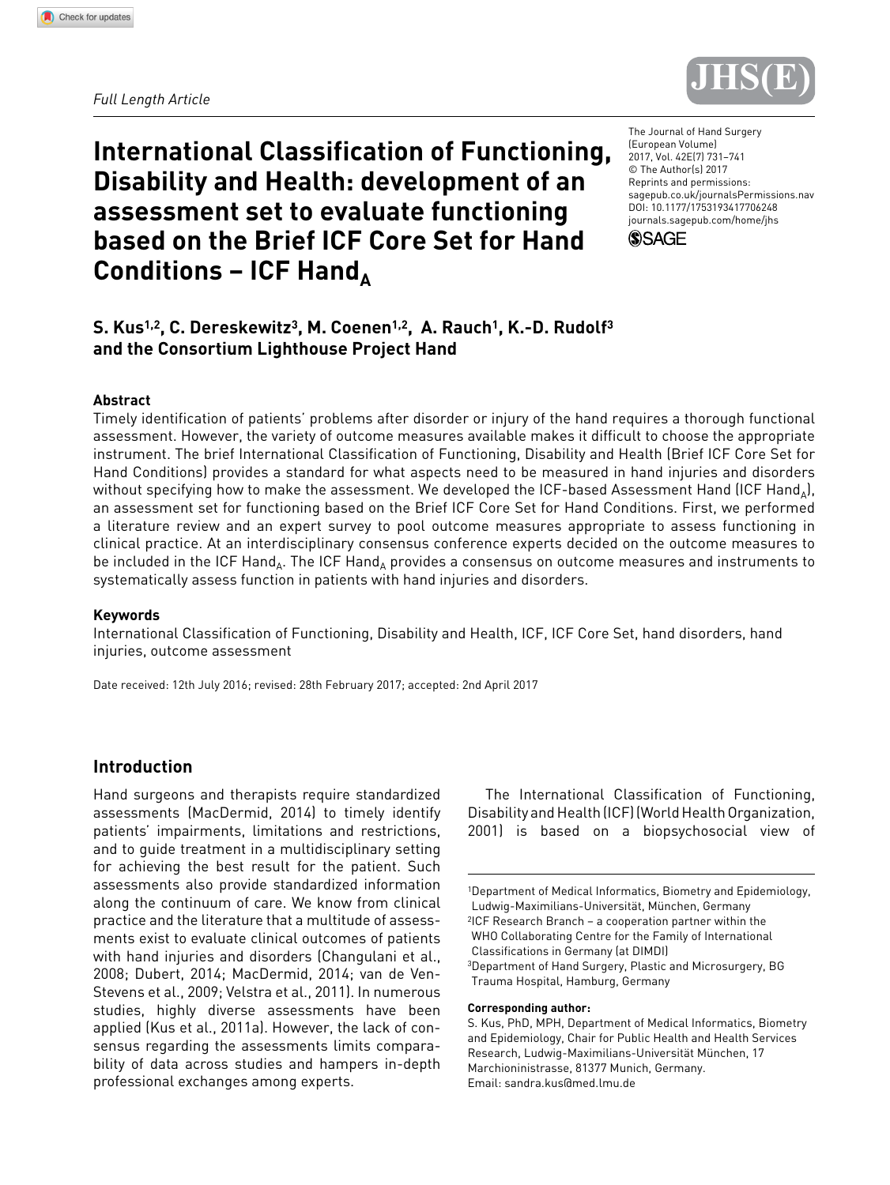*Full Length Article*

# International Classification of Functioning, Disability and Health: development of an assessment set to evaluate functioning based on the Brief ICF Core Set for Hand Conditions – ICF Hand$_A$

The Journal of Hand Surgery (European Volume) 2017, Vol. 42E(7) 731–741
© The Author(s) 2017
Reprints and permissions: sagepub.co.uk/journalsPermissions.nav
DOI: 10.1177/1753193417706248
journals.sagepub.com/home/jhs

**S. Kus[1,2], C. Dereskewitz[3], M. Coenen[1,2], A. Rauch[1], K.-D. Rudolf[3] and the Consortium Lighthouse Project Hand**

### Abstract

Timely identification of patients' problems after disorder or injury of the hand requires a thorough functional assessment. However, the variety of outcome measures available makes it difficult to choose the appropriate instrument. The brief International Classification of Functioning, Disability and Health (Brief ICF Core Set for Hand Conditions) provides a standard for what aspects need to be measured in hand injuries and disorders without specifying how to make the assessment. We developed the ICF-based Assessment Hand (ICF Hand$_A$), an assessment set for functioning based on the Brief ICF Core Set for Hand Conditions. First, we performed a literature review and an expert survey to pool outcome measures appropriate to assess functioning in clinical practice. At an interdisciplinary consensus conference experts decided on the outcome measures to be included in the ICF Hand$_A$. The ICF Hand$_A$ provides a consensus on outcome measures and instruments to systematically assess function in patients with hand injuries and disorders.

### Keywords

International Classification of Functioning, Disability and Health, ICF, ICF Core Set, hand disorders, hand injuries, outcome assessment

Date received: 12th July 2016; revised: 28th February 2017; accepted: 2nd April 2017

## Introduction

Hand surgeons and therapists require standardized assessments (MacDermid, 2014) to timely identify patients' impairments, limitations and restrictions, and to guide treatment in a multidisciplinary setting for achieving the best result for the patient. Such assessments also provide standardized information along the continuum of care. We know from clinical practice and the literature that a multitude of assessments exist to evaluate clinical outcomes of patients with hand injuries and disorders (Changulani et al., 2008; Dubert, 2014; MacDermid, 2014; van de Ven-Stevens et al., 2009; Velstra et al., 2011). In numerous studies, highly diverse assessments have been applied (Kus et al., 2011a). However, the lack of consensus regarding the assessments limits comparability of data across studies and hampers in-depth professional exchanges among experts.

The International Classification of Functioning, Disability and Health (ICF) (World Health Organization, 2001) is based on a biopsychosocial view of

[1]Department of Medical Informatics, Biometry and Epidemiology, Ludwig-Maximilians-Universität, München, Germany
[2]ICF Research Branch – a cooperation partner within the WHO Collaborating Centre for the Family of International Classifications in Germany (at DIMDI)
[3]Department of Hand Surgery, Plastic and Microsurgery, BG Trauma Hospital, Hamburg, Germany

**Corresponding author:**
S. Kus, PhD, MPH, Department of Medical Informatics, Biometry and Epidemiology, Chair for Public Health and Health Services Research, Ludwig-Maximilians-Universität München, 17 Marchioninistrasse, 81377 Munich, Germany.
Email: sandra.kus@med.lmu.de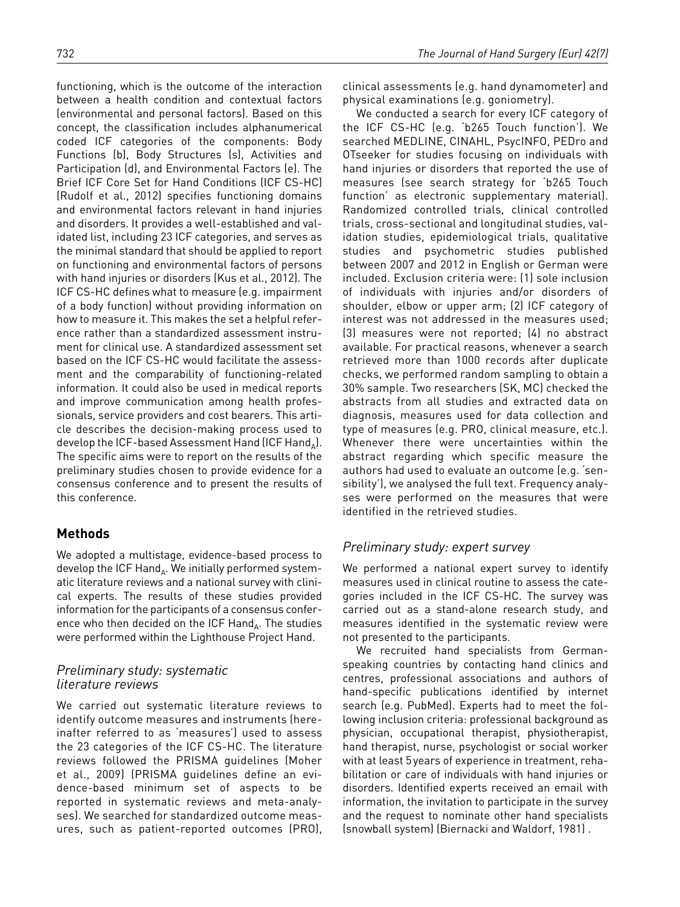functioning, which is the outcome of the interaction between a health condition and contextual factors (environmental and personal factors). Based on this concept, the classification includes alphanumerical coded ICF categories of the components: Body Functions (b), Body Structures (s), Activities and Participation (d), and Environmental Factors (e). The Brief ICF Core Set for Hand Conditions (ICF CS-HC) (Rudolf et al., 2012) specifies functioning domains and environmental factors relevant in hand injuries and disorders. It provides a well-established and validated list, including 23 ICF categories, and serves as the minimal standard that should be applied to report on functioning and environmental factors of persons with hand injuries or disorders (Kus et al., 2012). The ICF CS-HC defines what to measure (e.g. impairment of a body function) without providing information on how to measure it. This makes the set a helpful reference rather than a standardized assessment instrument for clinical use. A standardized assessment set based on the ICF CS-HC would facilitate the assessment and the comparability of functioning-related information. It could also be used in medical reports and improve communication among health professionals, service providers and cost bearers. This article describes the decision-making process used to develop the ICF-based Assessment Hand (ICF $Hand_A$). The specific aims were to report on the results of the preliminary studies chosen to provide evidence for a consensus conference and to present the results of this conference.

## Methods

We adopted a multistage, evidence-based process to develop the ICF $Hand_A$. We initially performed systematic literature reviews and a national survey with clinical experts. The results of these studies provided information for the participants of a consensus conference who then decided on the ICF $Hand_A$. The studies were performed within the Lighthouse Project Hand.

### *Preliminary study: systematic literature reviews*

We carried out systematic literature reviews to identify outcome measures and instruments (hereinafter referred to as 'measures') used to assess the 23 categories of the ICF CS-HC. The literature reviews followed the PRISMA guidelines (Moher et al., 2009) (PRISMA guidelines define an evidence-based minimum set of aspects to be reported in systematic reviews and meta-analyses). We searched for standardized outcome measures, such as patient-reported outcomes (PRO), clinical assessments (e.g. hand dynamometer) and physical examinations (e.g. goniometry).

We conducted a search for every ICF category of the ICF CS-HC (e.g. 'b265 Touch function'). We searched MEDLINE, CINAHL, PsycINFO, PEDro and OTseeker for studies focusing on individuals with hand injuries or disorders that reported the use of measures (see search strategy for 'b265 Touch function' as electronic supplementary material). Randomized controlled trials, clinical controlled trials, cross-sectional and longitudinal studies, validation studies, epidemiological trials, qualitative studies and psychometric studies published between 2007 and 2012 in English or German were included. Exclusion criteria were: (1) sole inclusion of individuals with injuries and/or disorders of shoulder, elbow or upper arm; (2) ICF category of interest was not addressed in the measures used; (3) measures were not reported; (4) no abstract available. For practical reasons, whenever a search retrieved more than 1000 records after duplicate checks, we performed random sampling to obtain a 30% sample. Two researchers (SK, MC) checked the abstracts from all studies and extracted data on diagnosis, measures used for data collection and type of measures (e.g. PRO, clinical measure, etc.). Whenever there were uncertainties within the abstract regarding which specific measure the authors had used to evaluate an outcome (e.g. 'sensibility'), we analysed the full text. Frequency analyses were performed on the measures that were identified in the retrieved studies.

### *Preliminary study: expert survey*

We performed a national expert survey to identify measures used in clinical routine to assess the categories included in the ICF CS-HC. The survey was carried out as a stand-alone research study, and measures identified in the systematic review were not presented to the participants.

We recruited hand specialists from German-speaking countries by contacting hand clinics and centres, professional associations and authors of hand-specific publications identified by internet search (e.g. PubMed). Experts had to meet the following inclusion criteria: professional background as physician, occupational therapist, physiotherapist, hand therapist, nurse, psychologist or social worker with at least 5 years of experience in treatment, rehabilitation or care of individuals with hand injuries or disorders. Identified experts received an email with information, the invitation to participate in the survey and the request to nominate other hand specialists (snowball system) (Biernacki and Waldorf, 1981) .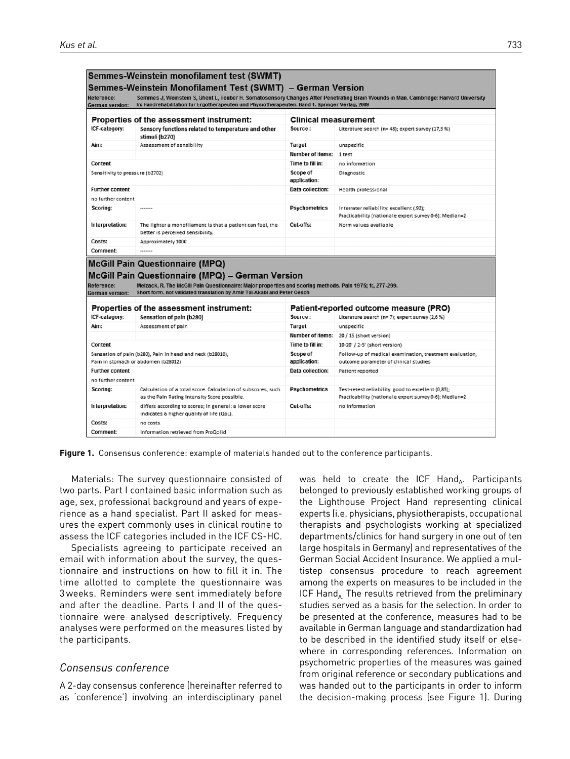**Semmes-Weinstein monofilament test (SWMT)**

**Semmes-Weinstein Monofilament Test (SWMT) – German Version**

| | |
|---|---|
| Reference: | Semmes J, Weinstein S, Ghent L, Teuber H. Somatosensory Changes After Penetrating Brain Wounds in Man. Cambridge: Harvard University |
| German version: | In: Handrehabilitation für Ergotherapeuten und Physiotherapeuten. Band 1. Springer Verlag, 2009 |

| Properties of the assessment instrument: | | Clinical measurement | |
|---|---|---|---|
| ICF-category: | Sensory functions related to temperature and other stimuli (b270) | Source: | Literature search (n= 48); expert survey (17,3 %) |
| Aim: | Assessment of sensibility | Target | unspecific |
| | | Number of items: | 1 test |
| Content | | Time to fill in: | no information |
| Sensitivity to pressure (b2702) | | Scope of application: | Diagnostic |
| Further content | | Data collection: | Health professional |
| no further content | | | |
| Scoring: | ------- | Psychometrics | Interrater reliability: excellent (.92); Practicability (nationale expert survey 0-6): Median=2 |
| Interpretation: | The lighter a monofilament is that a patient can feel, the better is perceived sensibility. | Cut-offs: | Norm values available |
| Costs: | Approximately 100€ | | |
| Comment: | ------- | | |

**McGill Pain Questionnaire (MPQ)**

**McGill Pain Questionnaire (MPQ) – German Version**

| | |
|---|---|
| Reference: | Melzack, R. The McGill Pain Questionnaire: Major properties and scoring methods. Pain 1975; 1:, 277-299. |
| German version: | Short form, not validated translation by Amir Tal-Akabi and Peter Oesch |

| Properties of the assessment instrument: | | Patient-reported outcome measure (PRO) | |
|---|---|---|---|
| ICF-category: | Sensation of pain (b280) | Source: | Literature search (n= 7); expert survey (2,6 %) |
| Aim: | Assessment of pain | Target | unspecific |
| | | Number of items: | 20 / 15 (short version) |
| Content | | Time to fill in: | 10-20' / 2-5' (short version) |
| Sensation of pain (b280), Pain in head and neck (b28010), Pain in stomach or abdomen (b28012) | | Scope of application: | Follow-up of medical examination, treatment evaluation, outcome parameter of clinical studies |
| Further content | | Data collection: | Patient reported |
| no further content | | | |
| Scoring: | Calculation of a total score. Calculation of subscores, such as the Pain Rating Intensity Score possible. | Psychometrics | Test-retest reliability: good to excellent (0,83); Practicability (nationale expert survey 0-6): Median=2 |
| Interpretation: | differs according to scores; in general: a lower score indicates a higher qublity of life (QoL). | Cut-offs: | no information |
| Costs: | no costs | | |
| Comment: | Information retrieved from ProQolid | | |

**Figure 1.** Consensus conference: example of materials handed out to the conference participants.

Materials: The survey questionnaire consisted of two parts. Part I contained basic information such as age, sex, professional background and years of experience as a hand specialist. Part II asked for measures the expert commonly uses in clinical routine to assess the ICF categories included in the ICF CS-HC.

Specialists agreeing to participate received an email with information about the survey, the questionnaire and instructions on how to fill it in. The time allotted to complete the questionnaire was 3 weeks. Reminders were sent immediately before and after the deadline. Parts I and II of the questionnaire were analysed descriptively. Frequency analyses were performed on the measures listed by the participants.

### *Consensus conference*

A 2-day consensus conference (hereinafter referred to as 'conference') involving an interdisciplinary panel was held to create the ICF Hand$_A$. Participants belonged to previously established working groups of the Lighthouse Project Hand representing clinical experts (i.e. physicians, physiotherapists, occupational therapists and psychologists working at specialized departments/clinics for hand surgery in one out of ten large hospitals in Germany) and representatives of the German Social Accident Insurance. We applied a multistep consensus procedure to reach agreement among the experts on measures to be included in the ICF Hand$_A$. The results retrieved from the preliminary studies served as a basis for the selection. In order to be presented at the conference, measures had to be available in German language and standardization had to be described in the identified study itself or elsewhere in corresponding references. Information on psychometric properties of the measures was gained from original reference or secondary publications and was handed out to the participants in order to inform the decision-making process (see Figure 1). During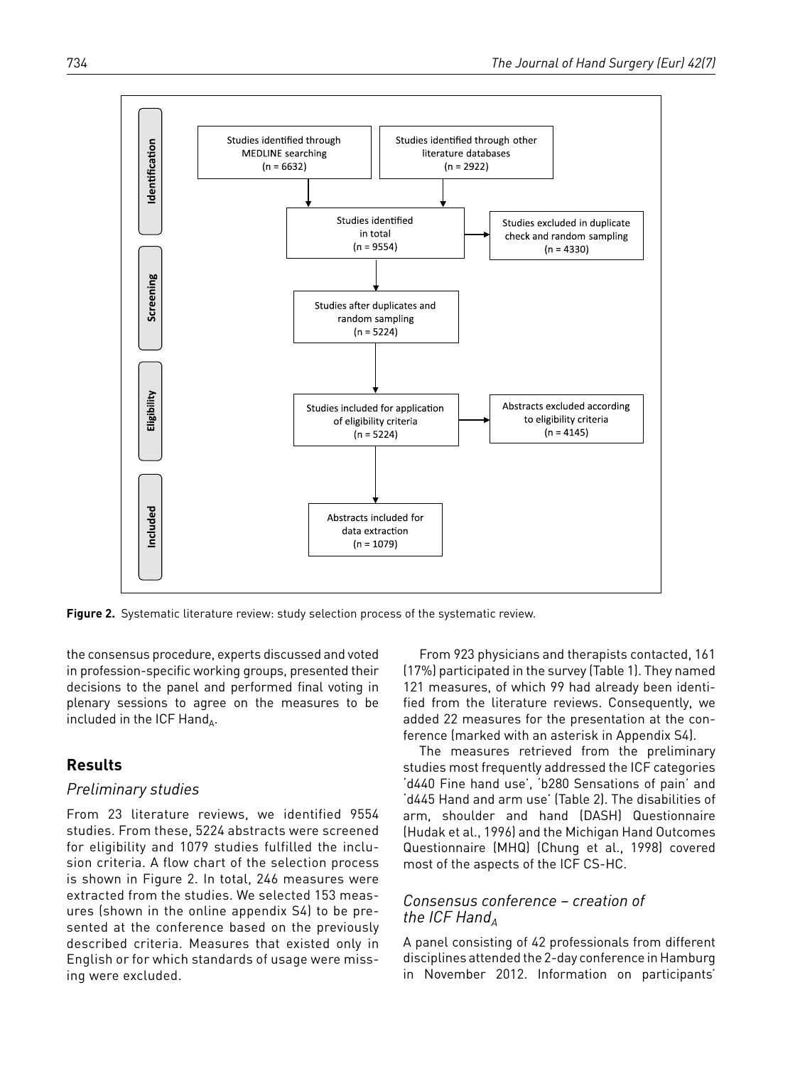Identification

- Studies identified through MEDLINE searching (n = 6632)
- Studies identified through other literature databases (n = 2922)
- Studies identified in total (n = 9554)
- Studies excluded in duplicate check and random sampling (n = 4330)

Screening

- Studies after duplicates and random sampling (n = 5224)

Eligibility

- Studies included for application of eligibility criteria (n = 5224)
- Abstracts excluded according to eligibility criteria (n = 4145)

Included

- Abstracts included for data extraction (n = 1079)

**Figure 2.** Systematic literature review: study selection process of the systematic review.

the consensus procedure, experts discussed and voted in profession-specific working groups, presented their decisions to the panel and performed final voting in plenary sessions to agree on the measures to be included in the ICF $Hand_A$.

## Results

### *Preliminary studies*

From 23 literature reviews, we identified 9554 studies. From these, 5224 abstracts were screened for eligibility and 1079 studies fulfilled the inclusion criteria. A flow chart of the selection process is shown in Figure 2. In total, 246 measures were extracted from the studies. We selected 153 measures (shown in the online appendix S4) to be presented at the conference based on the previously described criteria. Measures that existed only in English or for which standards of usage were missing were excluded.

From 923 physicians and therapists contacted, 161 (17%) participated in the survey (Table 1). They named 121 measures, of which 99 had already been identified from the literature reviews. Consequently, we added 22 measures for the presentation at the conference (marked with an asterisk in Appendix S4).

The measures retrieved from the preliminary studies most frequently addressed the ICF categories 'd440 Fine hand use', 'b280 Sensations of pain' and 'd445 Hand and arm use' (Table 2). The disabilities of arm, shoulder and hand (DASH) Questionnaire (Hudak et al., 1996) and the Michigan Hand Outcomes Questionnaire (MHQ) (Chung et al., 1998) covered most of the aspects of the ICF CS-HC.

### *Consensus conference – creation of the ICF $Hand_A$*

A panel consisting of 42 professionals from different disciplines attended the 2-day conference in Hamburg in November 2012. Information on participants'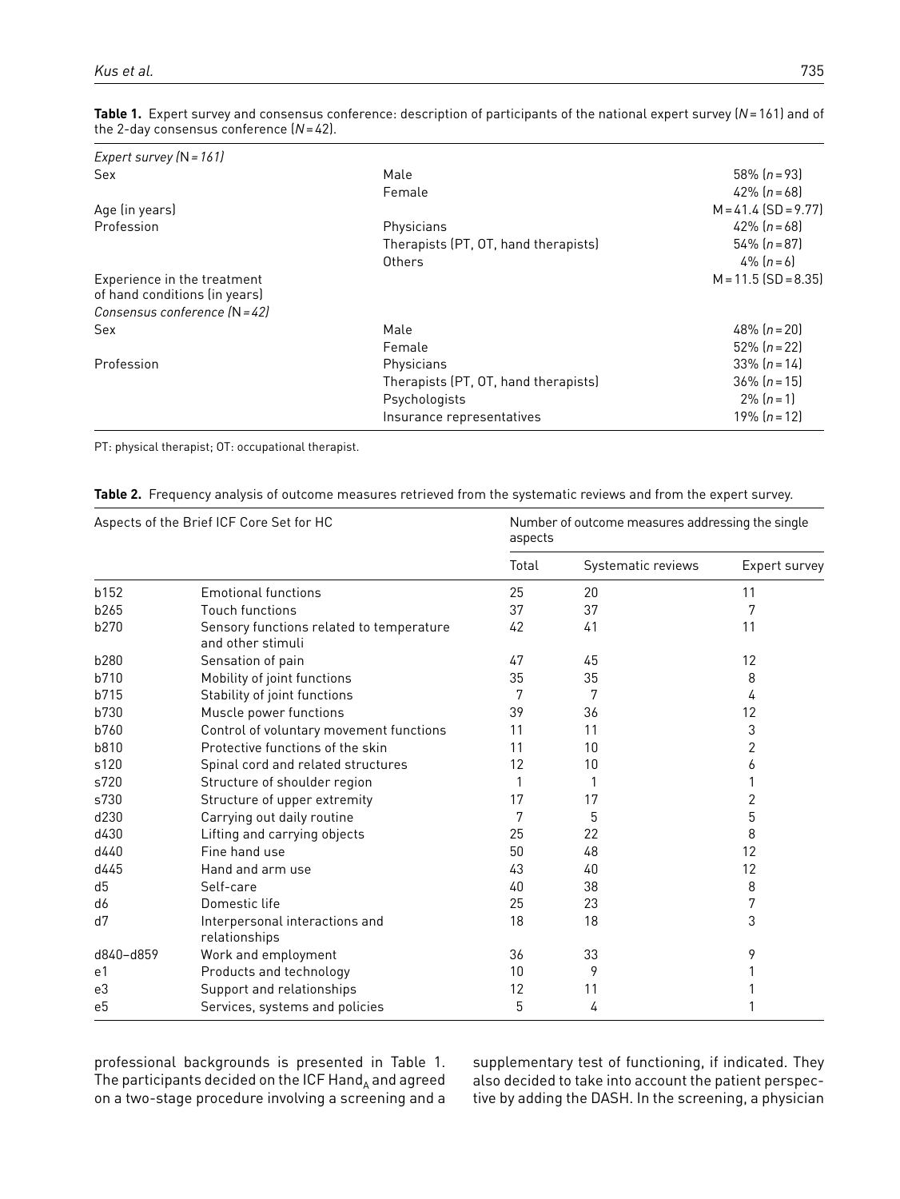**Table 1.** Expert survey and consensus conference: description of participants of the national expert survey (*N* = 161) and of the 2-day consensus conference (*N* = 42).

| | | |
|---|---|---|
| *Expert survey (N = 161)* | | |
| Sex | Male | 58% (*n* = 93) |
| | Female | 42% (*n* = 68) |
| Age (in years) | | M = 41.4 (SD = 9.77) |
| Profession | Physicians | 42% (*n* = 68) |
| | Therapists (PT, OT, hand therapists) | 54% (*n* = 87) |
| | Others | 4% (*n* = 6) |
| Experience in the treatment of hand conditions (in years) | | M = 11.5 (SD = 8.35) |
| *Consensus conference (N = 42)* | | |
| Sex | Male | 48% (*n* = 20) |
| | Female | 52% (*n* = 22) |
| Profession | Physicians | 33% (*n* = 14) |
| | Therapists (PT, OT, hand therapists) | 36% (*n* = 15) |
| | Psychologists | 2% (*n* = 1) |
| | Insurance representatives | 19% (*n* = 12) |

PT: physical therapist; OT: occupational therapist.

**Table 2.** Frequency analysis of outcome measures retrieved from the systematic reviews and from the expert survey.

| Aspects of the Brief ICF Core Set for HC | | Number of outcome measures addressing the single aspects | | |
|---|---|---|---|---|
| | | Total | Systematic reviews | Expert survey |
| b152 | Emotional functions | 25 | 20 | 11 |
| b265 | Touch functions | 37 | 37 | 7 |
| b270 | Sensory functions related to temperature and other stimuli | 42 | 41 | 11 |
| b280 | Sensation of pain | 47 | 45 | 12 |
| b710 | Mobility of joint functions | 35 | 35 | 8 |
| b715 | Stability of joint functions | 7 | 7 | 4 |
| b730 | Muscle power functions | 39 | 36 | 12 |
| b760 | Control of voluntary movement functions | 11 | 11 | 3 |
| b810 | Protective functions of the skin | 11 | 10 | 2 |
| s120 | Spinal cord and related structures | 12 | 10 | 6 |
| s720 | Structure of shoulder region | 1 | 1 | 1 |
| s730 | Structure of upper extremity | 17 | 17 | 2 |
| d230 | Carrying out daily routine | 7 | 5 | 5 |
| d430 | Lifting and carrying objects | 25 | 22 | 8 |
| d440 | Fine hand use | 50 | 48 | 12 |
| d445 | Hand and arm use | 43 | 40 | 12 |
| d5 | Self-care | 40 | 38 | 8 |
| d6 | Domestic life | 25 | 23 | 7 |
| d7 | Interpersonal interactions and relationships | 18 | 18 | 3 |
| d840–d859 | Work and employment | 36 | 33 | 9 |
| e1 | Products and technology | 10 | 9 | 1 |
| e3 | Support and relationships | 12 | 11 | 1 |
| e5 | Services, systems and policies | 5 | 4 | 1 |

professional backgrounds is presented in Table 1. The participants decided on the ICF $Hand_A$ and agreed on a two-stage procedure involving a screening and a supplementary test of functioning, if indicated. They also decided to take into account the patient perspective by adding the DASH. In the screening, a physician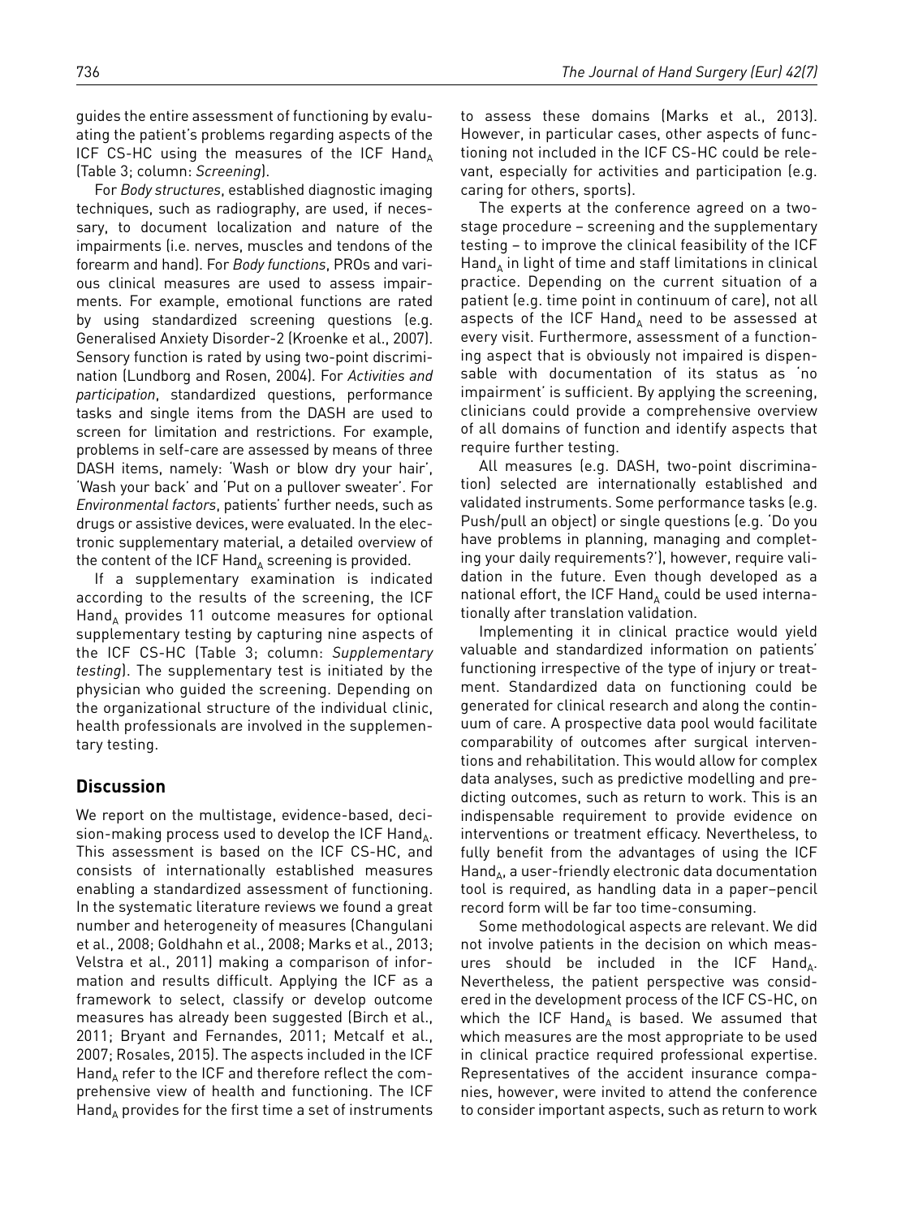guides the entire assessment of functioning by evaluating the patient's problems regarding aspects of the ICF CS-HC using the measures of the ICF $Hand_A$ (Table 3; column: *Screening*).

For *Body structures*, established diagnostic imaging techniques, such as radiography, are used, if necessary, to document localization and nature of the impairments (i.e. nerves, muscles and tendons of the forearm and hand). For *Body functions*, PROs and various clinical measures are used to assess impairments. For example, emotional functions are rated by using standardized screening questions (e.g. Generalised Anxiety Disorder-2 (Kroenke et al., 2007). Sensory function is rated by using two-point discrimination (Lundborg and Rosen, 2004). For *Activities and participation*, standardized questions, performance tasks and single items from the DASH are used to screen for limitation and restrictions. For example, problems in self-care are assessed by means of three DASH items, namely: 'Wash or blow dry your hair', 'Wash your back' and 'Put on a pullover sweater'. For *Environmental factors*, patients' further needs, such as drugs or assistive devices, were evaluated. In the electronic supplementary material, a detailed overview of the content of the ICF $Hand_A$ screening is provided.

If a supplementary examination is indicated according to the results of the screening, the ICF $Hand_A$ provides 11 outcome measures for optional supplementary testing by capturing nine aspects of the ICF CS-HC (Table 3; column: *Supplementary testing*). The supplementary test is initiated by the physician who guided the screening. Depending on the organizational structure of the individual clinic, health professionals are involved in the supplementary testing.

## Discussion

We report on the multistage, evidence-based, decision-making process used to develop the ICF $Hand_A$. This assessment is based on the ICF CS-HC, and consists of internationally established measures enabling a standardized assessment of functioning. In the systematic literature reviews we found a great number and heterogeneity of measures (Changulani et al., 2008; Goldhahn et al., 2008; Marks et al., 2013; Velstra et al., 2011) making a comparison of information and results difficult. Applying the ICF as a framework to select, classify or develop outcome measures has already been suggested (Birch et al., 2011; Bryant and Fernandes, 2011; Metcalf et al., 2007; Rosales, 2015). The aspects included in the ICF $Hand_A$ refer to the ICF and therefore reflect the comprehensive view of health and functioning. The ICF $Hand_A$ provides for the first time a set of instruments to assess these domains (Marks et al., 2013). However, in particular cases, other aspects of functioning not included in the ICF CS-HC could be relevant, especially for activities and participation (e.g. caring for others, sports).

The experts at the conference agreed on a two-stage procedure – screening and the supplementary testing – to improve the clinical feasibility of the ICF $Hand_A$ in light of time and staff limitations in clinical practice. Depending on the current situation of a patient (e.g. time point in continuum of care), not all aspects of the ICF $Hand_A$ need to be assessed at every visit. Furthermore, assessment of a functioning aspect that is obviously not impaired is dispensable with documentation of its status as 'no impairment' is sufficient. By applying the screening, clinicians could provide a comprehensive overview of all domains of function and identify aspects that require further testing.

All measures (e.g. DASH, two-point discrimination) selected are internationally established and validated instruments. Some performance tasks (e.g. Push/pull an object) or single questions (e.g. 'Do you have problems in planning, managing and completing your daily requirements?'), however, require validation in the future. Even though developed as a national effort, the ICF $Hand_A$ could be used internationally after translation validation.

Implementing it in clinical practice would yield valuable and standardized information on patients' functioning irrespective of the type of injury or treatment. Standardized data on functioning could be generated for clinical research and along the continuum of care. A prospective data pool would facilitate comparability of outcomes after surgical interventions and rehabilitation. This would allow for complex data analyses, such as predictive modelling and predicting outcomes, such as return to work. This is an indispensable requirement to provide evidence on interventions or treatment efficacy. Nevertheless, to fully benefit from the advantages of using the ICF $Hand_A$, a user-friendly electronic data documentation tool is required, as handling data in a paper–pencil record form will be far too time-consuming.

Some methodological aspects are relevant. We did not involve patients in the decision on which measures should be included in the ICF $Hand_A$. Nevertheless, the patient perspective was considered in the development process of the ICF CS-HC, on which the ICF $Hand_A$ is based. We assumed that which measures are the most appropriate to be used in clinical practice required professional expertise. Representatives of the accident insurance companies, however, were invited to attend the conference to consider important aspects, such as return to work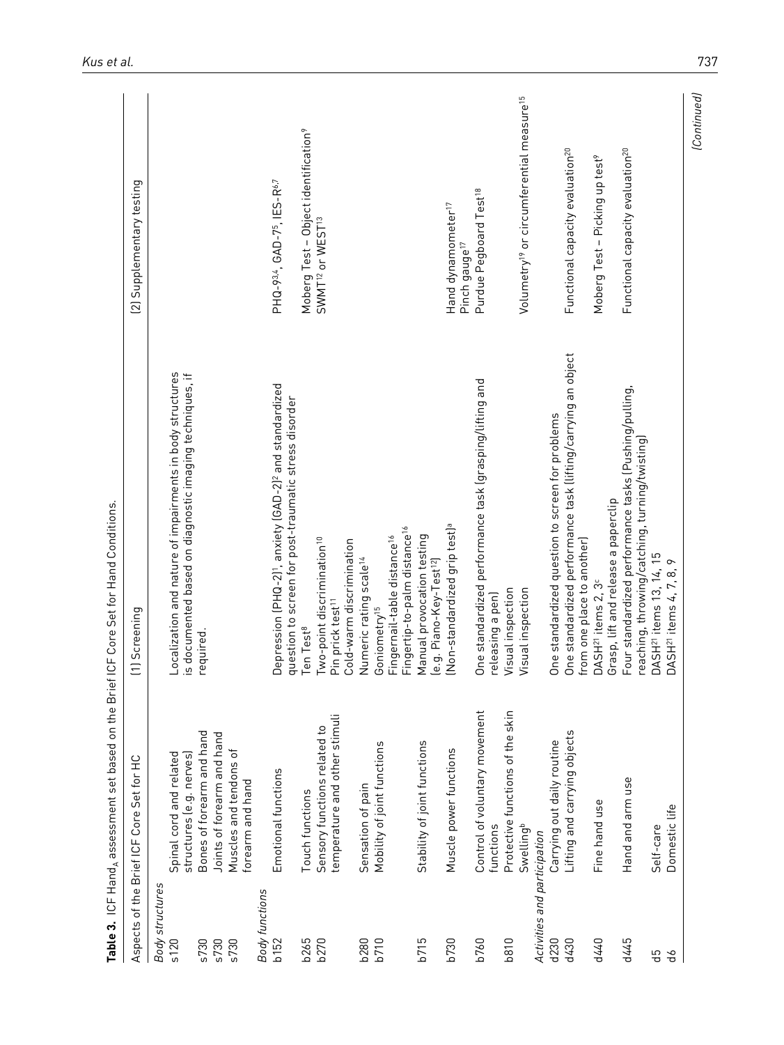**Table 3.** ICF Hand$_A$ assessment set based on the Brief ICF Core Set for Hand Conditions.

| Aspects of the Brief ICF Core Set for HC | | (1) Screening | (2) Supplementary testing |
|---|---|---|---|
| *Body structures* | | | |
| s120 | Spinal cord and related structures (e.g. nerves) | Localization and nature of impairments in body structures is documented based on diagnostic imaging techniques, if required. | |
| s730 | Bones of forearm and hand | | |
| s730 | Joints of forearm and hand | | |
| s730 | Muscles and tendons of forearm and hand | | |
| *Body functions* | | | |
| b152 | Emotional functions | Depression (PHQ-2)[1], anxiety (GAD-2)[2] and standardized question to screen for post-traumatic stress disorder | PHQ-9[3,4], GAD-7[5], IES-R[6,7] |
| b265 | Touch functions | Ten Test[8] | Moberg Test – Object identification[9] |
| b270 | Sensory functions related to temperature and other stimuli | Two-point discrimination[10]<br>Pin prick test[11]<br>Cold-warm discrimination | SWMT[12] or WEST[13] |
| b280 | Sensation of pain | Numeric rating scale[14] | |
| b710 | Mobility of joint functions | Goniometry[15]<br>Fingernail-table distance[16]<br>Fingertip-to-palm distance[16] | |
| b715 | Stability of joint functions | Manual provocation testing (e.g. Piano-Key-Test[12]) | |
| b730 | Muscle power functions | (Non-standardized grip test)[a] | Hand dynamometer[17]<br>Pinch gauge[17] |
| b760 | Control of voluntary movement functions | One standardized performance task (grasping/lifting and releasing a pen) | Purdue Pegboard Test[18] |
| b810 | Protective functions of the skin | Visual inspection | |
| | Swelling[b] | Visual inspection | Volumetry[19] or circumferential measure[15] |
| *Activities and participation* | | | |
| d230 | Carrying out daily routine | One standardized question to screen for problems | |
| d430 | Lifting and carrying objects | One standardized performance task (lifting/carrying an object from one place to another) | Functional capacity evaluation[20] |
| d440 | Fine hand use | DASH[21] items 2, 3[c]<br>Grasp, lift and release a paperclip | Moberg Test – Picking up test[9] |
| d445 | Hand and arm use | Four standardized performance tasks (Pushing/pulling, reaching, throwing/catching, turning/twisting) | Functional capacity evaluation[20] |
| d5 | Self-care | DASH[21] items 13, 14, 15 | |
| d6 | Domestic life | DASH[21] items 4, 7, 8, 9 | |

(Continued)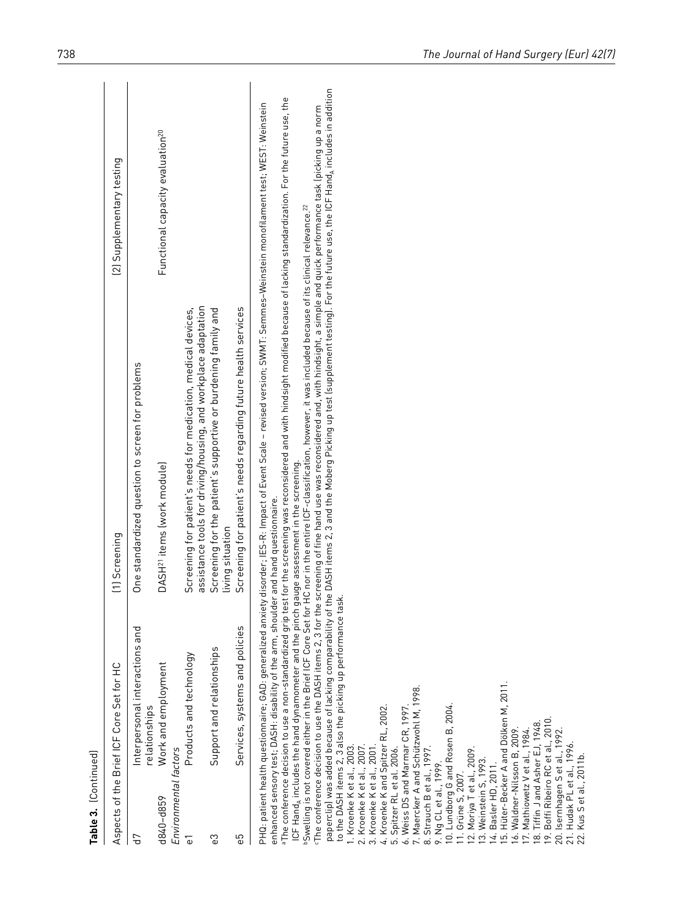**Table 3.** (Continued)

| Aspects of the Brief ICF Core Set for HC | | (1) Screening | (2) Supplementary testing |
|---|---|---|---|
| d7 | Interpersonal interactions and relationships | One standardized question to screen for problems | |
| d840–d859 | Work and employment | DASH[21] items (work module) | Functional capacity evaluation[20] |
| *Environmental factors* | | | |
| e1 | Products and technology | Screening for patient's needs for medication, medical devices, assistance tools for driving/housing, and workplace adaptation | |
| e3 | Support and relationships | Screening for the patient's supportive or burdening family and living situation | |
| e5 | Services, systems and policies | Screening for patient's needs regarding future health services | |

PHQ: patient health questionnaire; GAD: generalized anxiety disorder; IES-R: Impact of Event Scale – revised version; SWMT: Semmes–Weinstein monofilament test; WEST: Weinstein enhanced sensory test; DASH: disability of the arm, shoulder and hand questionnaire.

[a]The conference decision to use a non-standardized grip test for the screening was reconsidered and with hindsight modified because of lacking standardization. For the future use, the ICF Hand$_A$ includes the hand dynamometer and the pinch gauge assessment in the screening.

[b]Swelling is not covered either in the Brief ICF Core Set for HC nor in the entire ICF-classification, however, it was included because of its clinical relevance.[22]

[c]The conference decision to use the DASH items 2, 3 for the screening of fine hand use was reconsidered and, with hindsight, a simple and quick performance task (picking up a norm paperclip) was added because of lacking comparability of the DASH items 2, 3 and the Moberg Picking up test (supplement testing). For the future use, the ICF Hand$_A$ includes in addition to the DASH items 2, 3 also the picking up performance task.

1. Kroenke K et al., 2003.
2. Kroenke K et al., 2007.
3. Kroenke K et al., 2001.
4. Kroenke K and Spitzer RL, 2002.
5. Spitzer RL et al. 2006.
6. Weiss DS and Marmar CR, 1997.
7. Maercker A and Schützwohl M, 1998.
8. Strauch B et al., 1997.
9. Ng CL et al., 1999.
10. Lundborg G and Rosen B, 2004.
11. Grüne S, 2007.
12. Moriya T et al., 2009.
13. Weinstein S, 1993.
14. Basler HD, 2011.
15. Hüter-Becker A and Dölken M, 2011.
16. Waldner-Nilsson B, 2009.
17. Mathiowetz V et al., 1984.
18. Tiffin J and Asher EJ, 1948.
19. Boffi Ribeiro RC et al., 2010.
20. Isernhagen S et al., 1992.
21. Hudak PL et al., 1996.
22. Kus S et al., 2011b.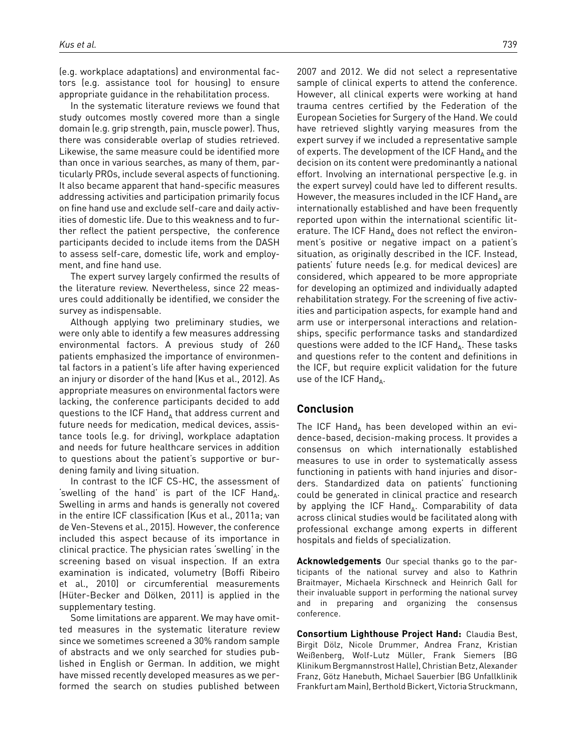(e.g. workplace adaptations) and environmental factors (e.g. assistance tool for housing) to ensure appropriate guidance in the rehabilitation process.

In the systematic literature reviews we found that study outcomes mostly covered more than a single domain (e.g. grip strength, pain, muscle power). Thus, there was considerable overlap of studies retrieved. Likewise, the same measure could be identified more than once in various searches, as many of them, particularly PROs, include several aspects of functioning. It also became apparent that hand-specific measures addressing activities and participation primarily focus on fine hand use and exclude self-care and daily activities of domestic life. Due to this weakness and to further reflect the patient perspective, the conference participants decided to include items from the DASH to assess self-care, domestic life, work and employment, and fine hand use.

The expert survey largely confirmed the results of the literature review. Nevertheless, since 22 measures could additionally be identified, we consider the survey as indispensable.

Although applying two preliminary studies, we were only able to identify a few measures addressing environmental factors. A previous study of 260 patients emphasized the importance of environmental factors in a patient's life after having experienced an injury or disorder of the hand (Kus et al., 2012). As appropriate measures on environmental factors were lacking, the conference participants decided to add questions to the ICF Hand$_A$ that address current and future needs for medication, medical devices, assistance tools (e.g. for driving), workplace adaptation and needs for future healthcare services in addition to questions about the patient's supportive or burdening family and living situation.

In contrast to the ICF CS-HC, the assessment of 'swelling of the hand' is part of the ICF Hand$_A$. Swelling in arms and hands is generally not covered in the entire ICF classification (Kus et al., 2011a; van de Ven-Stevens et al., 2015). However, the conference included this aspect because of its importance in clinical practice. The physician rates 'swelling' in the screening based on visual inspection. If an extra examination is indicated, volumetry (Boffi Ribeiro et al., 2010) or circumferential measurements (Hüter-Becker and Dölken, 2011) is applied in the supplementary testing.

Some limitations are apparent. We may have omitted measures in the systematic literature review since we sometimes screened a 30% random sample of abstracts and we only searched for studies published in English or German. In addition, we might have missed recently developed measures as we performed the search on studies published between 2007 and 2012. We did not select a representative sample of clinical experts to attend the conference. However, all clinical experts were working at hand trauma centres certified by the Federation of the European Societies for Surgery of the Hand. We could have retrieved slightly varying measures from the expert survey if we included a representative sample of experts. The development of the ICF Hand$_A$ and the decision on its content were predominantly a national effort. Involving an international perspective (e.g. in the expert survey) could have led to different results. However, the measures included in the ICF Hand$_A$ are internationally established and have been frequently reported upon within the international scientific literature. The ICF Hand$_A$ does not reflect the environment's positive or negative impact on a patient's situation, as originally described in the ICF. Instead, patients' future needs (e.g. for medical devices) are considered, which appeared to be more appropriate for developing an optimized and individually adapted rehabilitation strategy. For the screening of five activities and participation aspects, for example hand and arm use or interpersonal interactions and relationships, specific performance tasks and standardized questions were added to the ICF Hand$_A$. These tasks and questions refer to the content and definitions in the ICF, but require explicit validation for the future use of the ICF Hand$_A$.

## Conclusion

The ICF Hand$_A$ has been developed within an evidence-based, decision-making process. It provides a consensus on which internationally established measures to use in order to systematically assess functioning in patients with hand injuries and disorders. Standardized data on patients' functioning could be generated in clinical practice and research by applying the ICF Hand$_A$. Comparability of data across clinical studies would be facilitated along with professional exchange among experts in different hospitals and fields of specialization.

**Acknowledgements** Our special thanks go to the participants of the national survey and also to Kathrin Braitmayer, Michaela Kirschneck and Heinrich Gall for their invaluable support in performing the national survey and in preparing and organizing the consensus conference.

**Consortium Lighthouse Project Hand:** Claudia Best, Birgit Dölz, Nicole Drummer, Andrea Franz, Kristian Weißenberg, Wolf-Lutz Müller, Frank Siemers (BG Klinikum Bergmannstrost Halle), Christian Betz, Alexander Franz, Götz Hanebuth, Michael Sauerbier (BG Unfallklinik Frankfurt am Main), Berthold Bickert, Victoria Struckmann,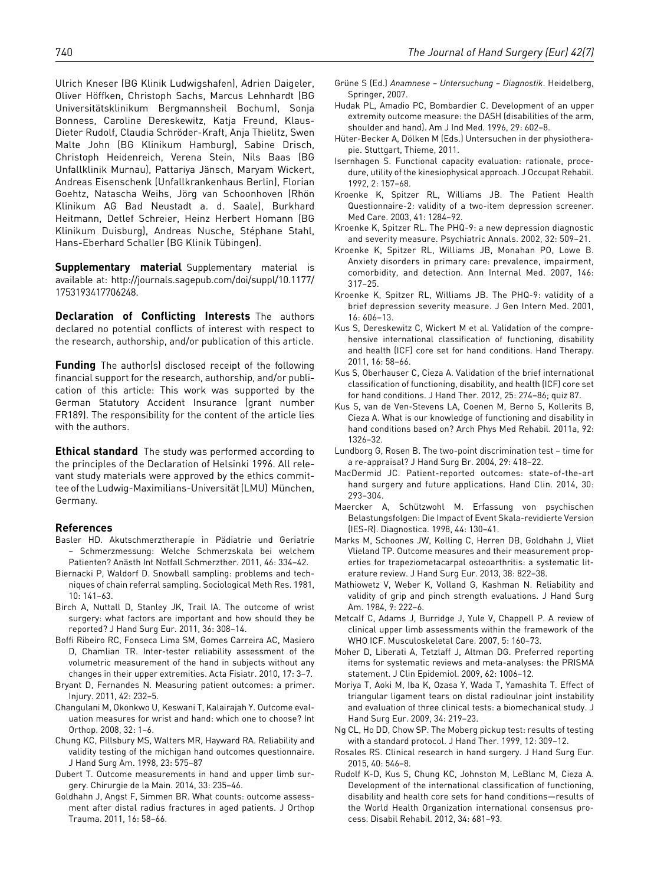Ulrich Kneser (BG Klinik Ludwigshafen), Adrien Daigeler, Oliver Höffken, Christoph Sachs, Marcus Lehnhardt (BG Universitätsklinikum Bergmannsheil Bochum), Sonja Bonness, Caroline Dereskewitz, Katja Freund, Klaus-Dieter Rudolf, Claudia Schröder-Kraft, Anja Thielitz, Swen Malte John (BG Klinikum Hamburg), Sabine Drisch, Christoph Heidenreich, Verena Stein, Nils Baas (BG Unfallklinik Murnau), Pattariya Jänsch, Maryam Wickert, Andreas Eisenschenk (Unfallkrankenhaus Berlin), Florian Goehtz, Natascha Weihs, Jörg van Schoonhoven (Rhön Klinikum AG Bad Neustadt a. d. Saale), Burkhard Heitmann, Detlef Schreier, Heinz Herbert Homann (BG Klinikum Duisburg), Andreas Nusche, Stéphane Stahl, Hans-Eberhard Schaller (BG Klinik Tübingen).

**Supplementary material** Supplementary material is available at: http://journals.sagepub.com/doi/suppl/10.1177/1753193417706248.

**Declaration of Conflicting Interests** The authors declared no potential conflicts of interest with respect to the research, authorship, and/or publication of this article.

**Funding** The author(s) disclosed receipt of the following financial support for the research, authorship, and/or publication of this article: This work was supported by the German Statutory Accident Insurance (grant number FR189). The responsibility for the content of the article lies with the authors.

**Ethical standard** The study was performed according to the principles of the Declaration of Helsinki 1996. All relevant study materials were approved by the ethics committee of the Ludwig-Maximilians-Universität (LMU) München, Germany.

## References

Basler HD. Akutschmerztherapie in Pädiatrie und Geriatrie – Schmerzmessung: Welche Schmerzskala bei welchem Patienten? Anästh Int Notfall Schmerzther. 2011, 46: 334–42.

Biernacki P, Waldorf D. Snowball sampling: problems and techniques of chain referral sampling. Sociological Meth Res. 1981, 10: 141–63.

Birch A, Nuttall D, Stanley JK, Trail IA. The outcome of wrist surgery: what factors are important and how should they be reported? J Hand Surg Eur. 2011, 36: 308–14.

Boffi Ribeiro RC, Fonseca Lima SM, Gomes Carreira AC, Masiero D, Chamlian TR. Inter-tester reliability assessment of the volumetric measurement of the hand in subjects without any changes in their upper extremities. Acta Fisiatr. 2010, 17: 3–7.

Bryant D, Fernandes N. Measuring patient outcomes: a primer. Injury. 2011, 42: 232–5.

Changulani M, Okonkwo U, Keswani T, Kalairajah Y. Outcome evaluation measures for wrist and hand: which one to choose? Int Orthop. 2008, 32: 1–6.

Chung KC, Pillsbury MS, Walters MR, Hayward RA. Reliability and validity testing of the michigan hand outcomes questionnaire. J Hand Surg Am. 1998, 23: 575–87

Dubert T. Outcome measurements in hand and upper limb surgery. Chirurgie de la Main. 2014, 33: 235–46.

Goldhahn J, Angst F, Simmen BR. What counts: outcome assessment after distal radius fractures in aged patients. J Orthop Trauma. 2011, 16: 58–66.

Grüne S (Ed.) *Anamnese – Untersuchung – Diagnostik*. Heidelberg, Springer, 2007.

Hudak PL, Amadio PC, Bombardier C. Development of an upper extremity outcome measure: the DASH (disabilities of the arm, shoulder and hand). Am J Ind Med. 1996, 29: 602–8.

Hüter-Becker A, Dölken M (Eds.) Untersuchen in der physiotherapie. Stuttgart, Thieme, 2011.

Isernhagen S. Functional capacity evaluation: rationale, procedure, utility of the kinesiophysical approach. J Occupat Rehabil. 1992, 2: 157–68.

Kroenke K, Spitzer RL, Williams JB. The Patient Health Questionnaire-2: validity of a two-item depression screener. Med Care. 2003, 41: 1284–92.

Kroenke K, Spitzer RL. The PHQ-9: a new depression diagnostic and severity measure. Psychiatric Annals. 2002, 32: 509–21.

Kroenke K, Spitzer RL, Williams JB, Monahan PO, Lowe B. Anxiety disorders in primary care: prevalence, impairment, comorbidity, and detection. Ann Internal Med. 2007, 146: 317–25.

Kroenke K, Spitzer RL, Williams JB. The PHQ-9: validity of a brief depression severity measure. J Gen Intern Med. 2001, 16: 606–13.

Kus S, Dereskewitz C, Wickert M et al. Validation of the comprehensive international classification of functioning, disability and health (ICF) core set for hand conditions. Hand Therapy. 2011, 16: 58–66.

Kus S, Oberhauser C, Cieza A. Validation of the brief international classification of functioning, disability, and health (ICF) core set for hand conditions. J Hand Ther. 2012, 25: 274–86; quiz 87.

Kus S, van de Ven-Stevens LA, Coenen M, Berno S, Kollerits B, Cieza A. What is our knowledge of functioning and disability in hand conditions based on? Arch Phys Med Rehabil. 2011a, 92: 1326–32.

Lundborg G, Rosen B. The two-point discrimination test – time for a re-appraisal? J Hand Surg Br. 2004, 29: 418–22.

MacDermid JC. Patient-reported outcomes: state-of-the-art hand surgery and future applications. Hand Clin. 2014, 30: 293–304.

Maercker A, Schützwohl M. Erfassung von psychischen Belastungsfolgen: Die Impact of Event Skala-revidierte Version (IES-R). Diagnostica. 1998, 44: 130–41.

Marks M, Schoones JW, Kolling C, Herren DB, Goldhahn J, Vliet Vlieland TP. Outcome measures and their measurement properties for trapeziometacarpal osteoarthritis: a systematic literature review. J Hand Surg Eur. 2013, 38: 822–38.

Mathiowetz V, Weber K, Volland G, Kashman N. Reliability and validity of grip and pinch strength evaluations. J Hand Surg Am. 1984, 9: 222–6.

Metcalf C, Adams J, Burridge J, Yule V, Chappell P. A review of clinical upper limb assessments within the framework of the WHO ICF. Musculoskeletal Care. 2007, 5: 160–73.

Moher D, Liberati A, Tetzlaff J, Altman DG. Preferred reporting items for systematic reviews and meta-analyses: the PRISMA statement. J Clin Epidemiol. 2009, 62: 1006–12.

Moriya T, Aoki M, Iba K, Ozasa Y, Wada T, Yamashita T. Effect of triangular ligament tears on distal radioulnar joint instability and evaluation of three clinical tests: a biomechanical study. J Hand Surg Eur. 2009, 34: 219–23.

Ng CL, Ho DD, Chow SP. The Moberg pickup test: results of testing with a standard protocol. J Hand Ther. 1999, 12: 309–12.

Rosales RS. Clinical research in hand surgery. J Hand Surg Eur. 2015, 40: 546–8.

Rudolf K-D, Kus S, Chung KC, Johnston M, LeBlanc M, Cieza A. Development of the international classification of functioning, disability and health core sets for hand conditions—results of the World Health Organization international consensus process. Disabil Rehabil. 2012, 34: 681–93.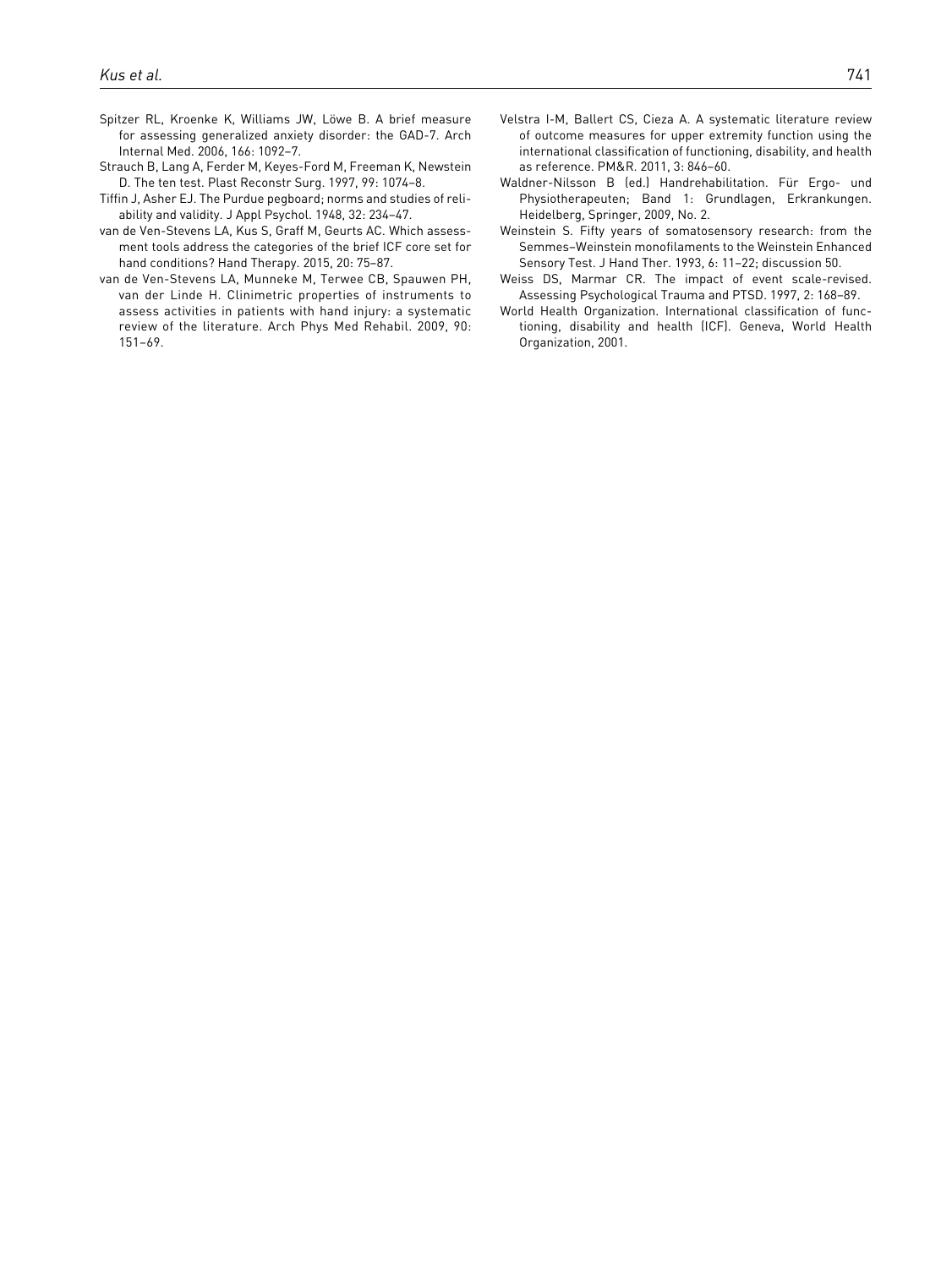Spitzer RL, Kroenke K, Williams JW, Löwe B. A brief measure for assessing generalized anxiety disorder: the GAD-7. Arch Internal Med. 2006, 166: 1092–7.

Strauch B, Lang A, Ferder M, Keyes-Ford M, Freeman K, Newstein D. The ten test. Plast Reconstr Surg. 1997, 99: 1074–8.

Tiffin J, Asher EJ. The Purdue pegboard; norms and studies of reliability and validity. J Appl Psychol. 1948, 32: 234–47.

van de Ven-Stevens LA, Kus S, Graff M, Geurts AC. Which assessment tools address the categories of the brief ICF core set for hand conditions? Hand Therapy. 2015, 20: 75–87.

van de Ven-Stevens LA, Munneke M, Terwee CB, Spauwen PH, van der Linde H. Clinimetric properties of instruments to assess activities in patients with hand injury: a systematic review of the literature. Arch Phys Med Rehabil. 2009, 90: 151–69.

Velstra I-M, Ballert CS, Cieza A. A systematic literature review of outcome measures for upper extremity function using the international classification of functioning, disability, and health as reference. PM&R. 2011, 3: 846–60.

Waldner-Nilsson B (ed.) Handrehabilitation. Für Ergo- und Physiotherapeuten; Band 1: Grundlagen, Erkrankungen. Heidelberg, Springer, 2009, No. 2.

Weinstein S. Fifty years of somatosensory research: from the Semmes–Weinstein monofilaments to the Weinstein Enhanced Sensory Test. J Hand Ther. 1993, 6: 11–22; discussion 50.

Weiss DS, Marmar CR. The impact of event scale-revised. Assessing Psychological Trauma and PTSD. 1997, 2: 168–89.

World Health Organization. International classification of functioning, disability and health (ICF). Geneva, World Health Organization, 2001.